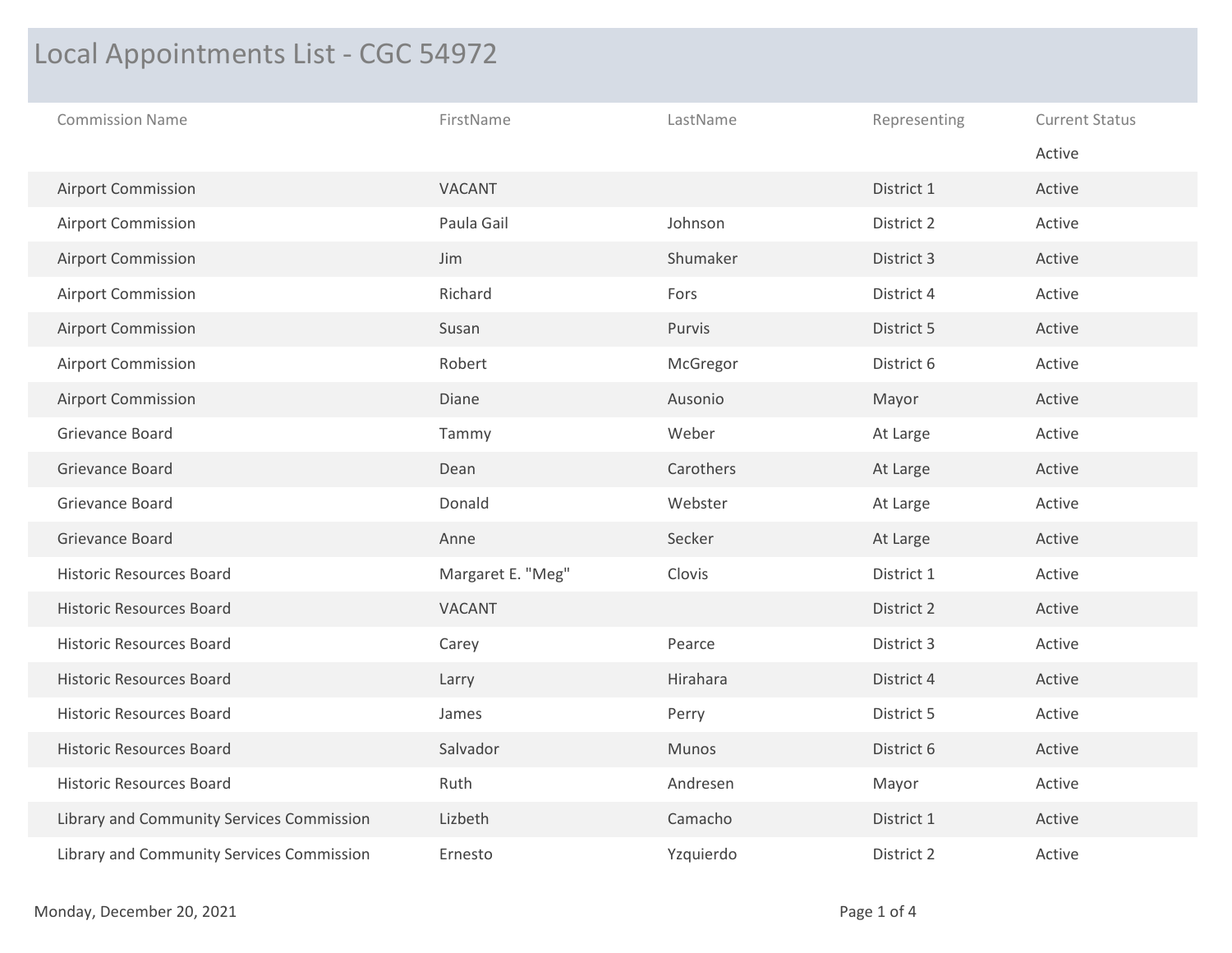# Local Appointments List - CGC 54972

| Commission Name | FirstName | LastName | Representing | Current Status |
|---|---|---|---|---|
| | | | | Active |
| Airport Commission | VACANT | | District 1 | Active |
| Airport Commission | Paula Gail | Johnson | District 2 | Active |
| Airport Commission | Jim | Shumaker | District 3 | Active |
| Airport Commission | Richard | Fors | District 4 | Active |
| Airport Commission | Susan | Purvis | District 5 | Active |
| Airport Commission | Robert | McGregor | District 6 | Active |
| Airport Commission | Diane | Ausonio | Mayor | Active |
| Grievance Board | Tammy | Weber | At Large | Active |
| Grievance Board | Dean | Carothers | At Large | Active |
| Grievance Board | Donald | Webster | At Large | Active |
| Grievance Board | Anne | Secker | At Large | Active |
| Historic Resources Board | Margaret E. "Meg" | Clovis | District 1 | Active |
| Historic Resources Board | VACANT | | District 2 | Active |
| Historic Resources Board | Carey | Pearce | District 3 | Active |
| Historic Resources Board | Larry | Hirahara | District 4 | Active |
| Historic Resources Board | James | Perry | District 5 | Active |
| Historic Resources Board | Salvador | Munos | District 6 | Active |
| Historic Resources Board | Ruth | Andresen | Mayor | Active |
| Library and Community Services Commission | Lizbeth | Camacho | District 1 | Active |
| Library and Community Services Commission | Ernesto | Yzquierdo | District 2 | Active |

Monday, December 20, 2021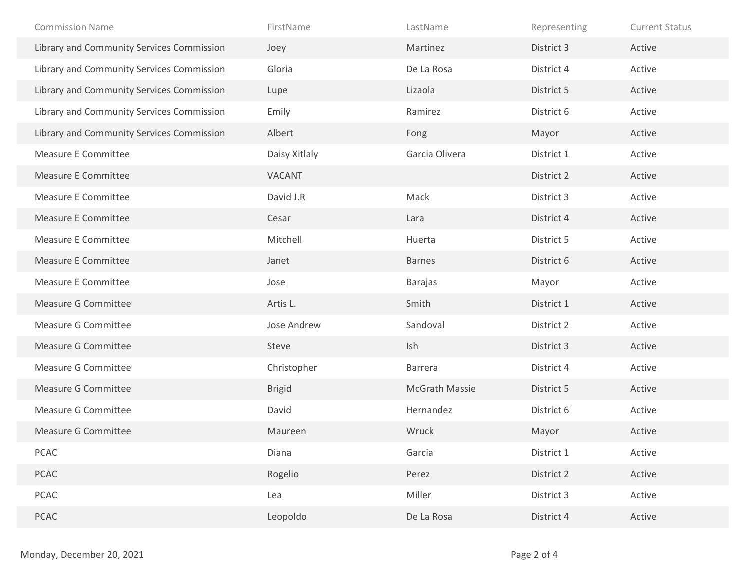| Commission Name | FirstName | LastName | Representing | Current Status |
|---|---|---|---|---|
| Library and Community Services Commission | Joey | Martinez | District 3 | Active |
| Library and Community Services Commission | Gloria | De La Rosa | District 4 | Active |
| Library and Community Services Commission | Lupe | Lizaola | District 5 | Active |
| Library and Community Services Commission | Emily | Ramirez | District 6 | Active |
| Library and Community Services Commission | Albert | Fong | Mayor | Active |
| Measure E Committee | Daisy Xitlaly | Garcia Olivera | District 1 | Active |
| Measure E Committee | VACANT | | District 2 | Active |
| Measure E Committee | David J.R | Mack | District 3 | Active |
| Measure E Committee | Cesar | Lara | District 4 | Active |
| Measure E Committee | Mitchell | Huerta | District 5 | Active |
| Measure E Committee | Janet | Barnes | District 6 | Active |
| Measure E Committee | Jose | Barajas | Mayor | Active |
| Measure G Committee | Artis L. | Smith | District 1 | Active |
| Measure G Committee | Jose Andrew | Sandoval | District 2 | Active |
| Measure G Committee | Steve | Ish | District 3 | Active |
| Measure G Committee | Christopher | Barrera | District 4 | Active |
| Measure G Committee | Brigid | McGrath Massie | District 5 | Active |
| Measure G Committee | David | Hernandez | District 6 | Active |
| Measure G Committee | Maureen | Wruck | Mayor | Active |
| PCAC | Diana | Garcia | District 1 | Active |
| PCAC | Rogelio | Perez | District 2 | Active |
| PCAC | Lea | Miller | District 3 | Active |
| PCAC | Leopoldo | De La Rosa | District 4 | Active |

Monday, December 20, 2021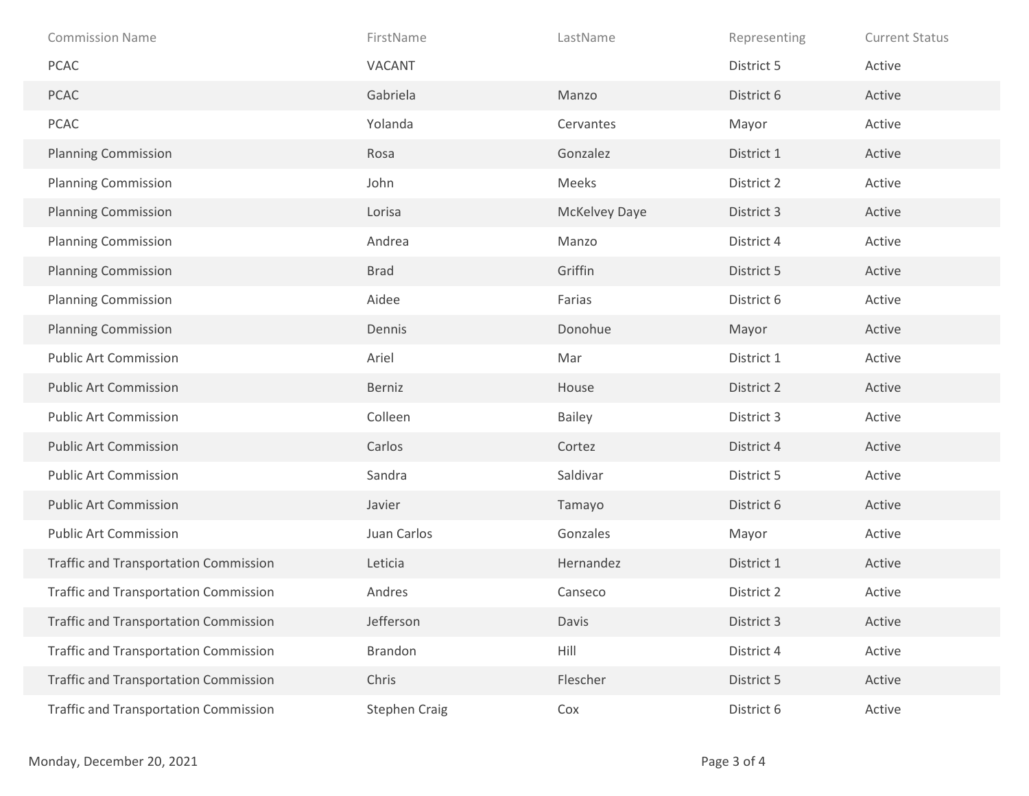| Commission Name | FirstName | LastName | Representing | Current Status |
|---|---|---|---|---|
| PCAC | VACANT | | District 5 | Active |
| PCAC | Gabriela | Manzo | District 6 | Active |
| PCAC | Yolanda | Cervantes | Mayor | Active |
| Planning Commission | Rosa | Gonzalez | District 1 | Active |
| Planning Commission | John | Meeks | District 2 | Active |
| Planning Commission | Lorisa | McKelvey Daye | District 3 | Active |
| Planning Commission | Andrea | Manzo | District 4 | Active |
| Planning Commission | Brad | Griffin | District 5 | Active |
| Planning Commission | Aidee | Farias | District 6 | Active |
| Planning Commission | Dennis | Donohue | Mayor | Active |
| Public Art Commission | Ariel | Mar | District 1 | Active |
| Public Art Commission | Berniz | House | District 2 | Active |
| Public Art Commission | Colleen | Bailey | District 3 | Active |
| Public Art Commission | Carlos | Cortez | District 4 | Active |
| Public Art Commission | Sandra | Saldivar | District 5 | Active |
| Public Art Commission | Javier | Tamayo | District 6 | Active |
| Public Art Commission | Juan Carlos | Gonzales | Mayor | Active |
| Traffic and Transportation Commission | Leticia | Hernandez | District 1 | Active |
| Traffic and Transportation Commission | Andres | Canseco | District 2 | Active |
| Traffic and Transportation Commission | Jefferson | Davis | District 3 | Active |
| Traffic and Transportation Commission | Brandon | Hill | District 4 | Active |
| Traffic and Transportation Commission | Chris | Flescher | District 5 | Active |
| Traffic and Transportation Commission | Stephen Craig | Cox | District 6 | Active |

Monday, December 20, 2021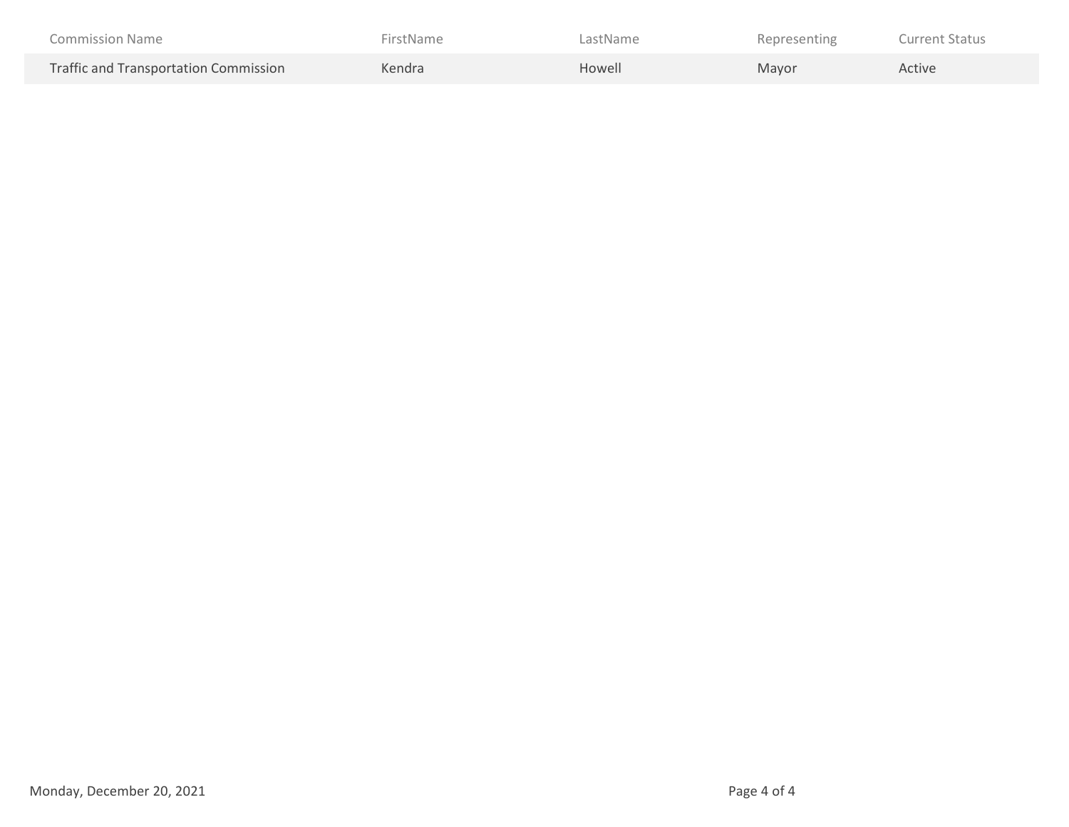| Commission Name | FirstName | LastName | Representing | Current Status |
| --- | --- | --- | --- | --- |
| Traffic and Transportation Commission | Kendra | Howell | Mayor | Active |